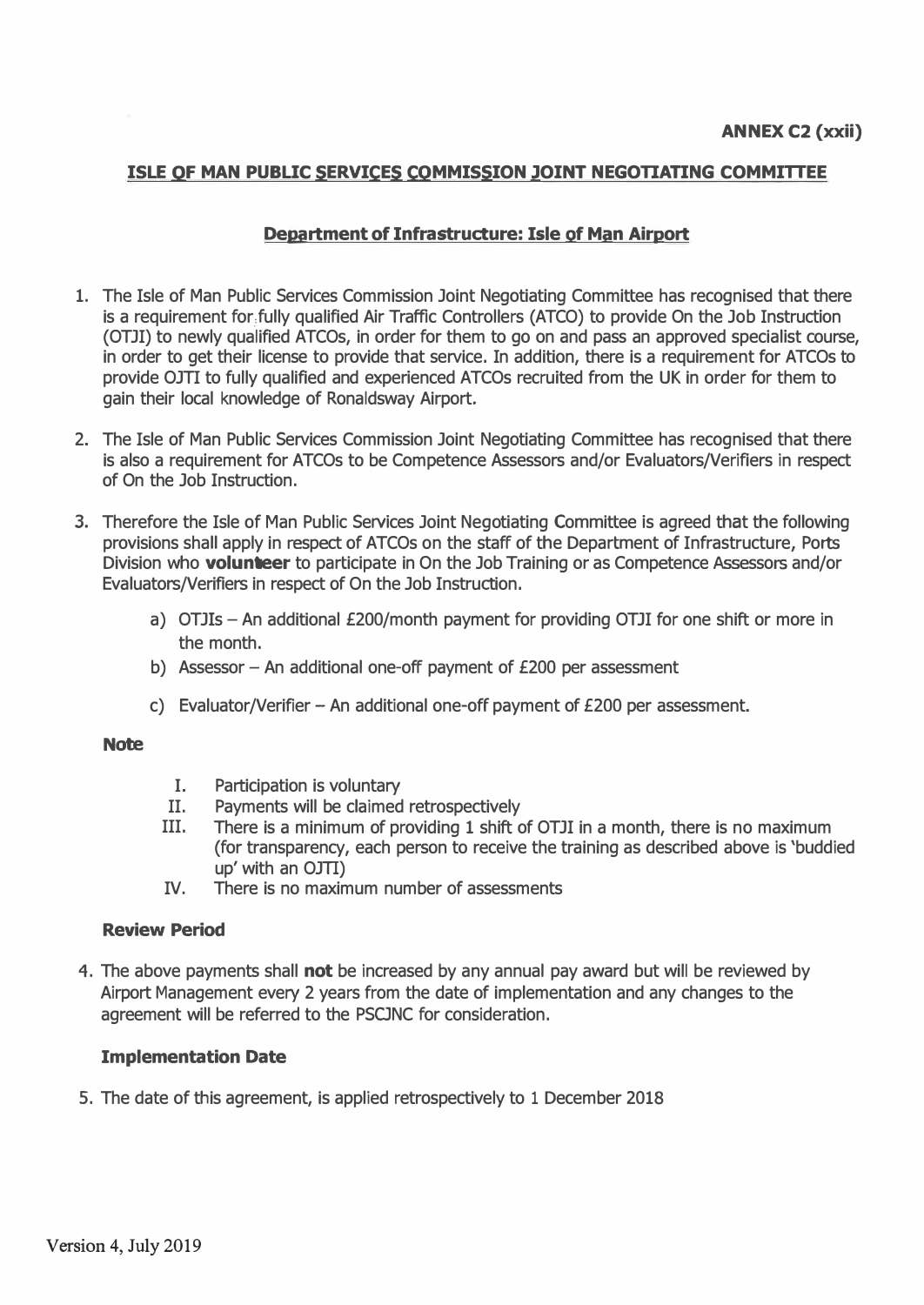**ANNEX C2 (xxii)**

# ISLE OF MAN PUBLIC SERVICES COMMISSION JOINT NEGOTIATING COMMITTEE

## Department of Infrastructure: Isle of Man Airport

1. The Isle of Man Public Services Commission Joint Negotiating Committee has recognised that there is a requirement for fully qualified Air Traffic Controllers (ATCO) to provide On the Job Instruction (OTJI) to newly qualified ATCOs, in order for them to go on and pass an approved specialist course, in order to get their license to provide that service. In addition, there is a requirement for ATCOs to provide OJTI to fully qualified and experienced ATCOs recruited from the UK in order for them to gain their local knowledge of Ronaldsway Airport.

2. The Isle of Man Public Services Commission Joint Negotiating Committee has recognised that there is also a requirement for ATCOs to be Competence Assessors and/or Evaluators/Verifiers in respect of On the Job Instruction.

3. Therefore the Isle of Man Public Services Joint Negotiating Committee is agreed that the following provisions shall apply in respect of ATCOs on the staff of the Department of Infrastructure, Ports Division who **volunteer** to participate in On the Job Training or as Competence Assessors and/or Evaluators/Verifiers in respect of On the Job Instruction.

   a) OTJIs – An additional £200/month payment for providing OTJI for one shift or more in the month.
   b) Assessor – An additional one-off payment of £200 per assessment
   c) Evaluator/Verifier – An additional one-off payment of £200 per assessment.

   **Note**

   I. Participation is voluntary
   II. Payments will be claimed retrospectively
   III. There is a minimum of providing 1 shift of OTJI in a month, there is no maximum (for transparency, each person to receive the training as described above is 'buddied up' with an OJTI)
   IV. There is no maximum number of assessments

   **Review Period**

4. The above payments shall **not** be increased by any annual pay award but will be reviewed by Airport Management every 2 years from the date of implementation and any changes to the agreement will be referred to the PSCJNC for consideration.

   **Implementation Date**

5. The date of this agreement, is applied retrospectively to 1 December 2018

Version 4, July 2019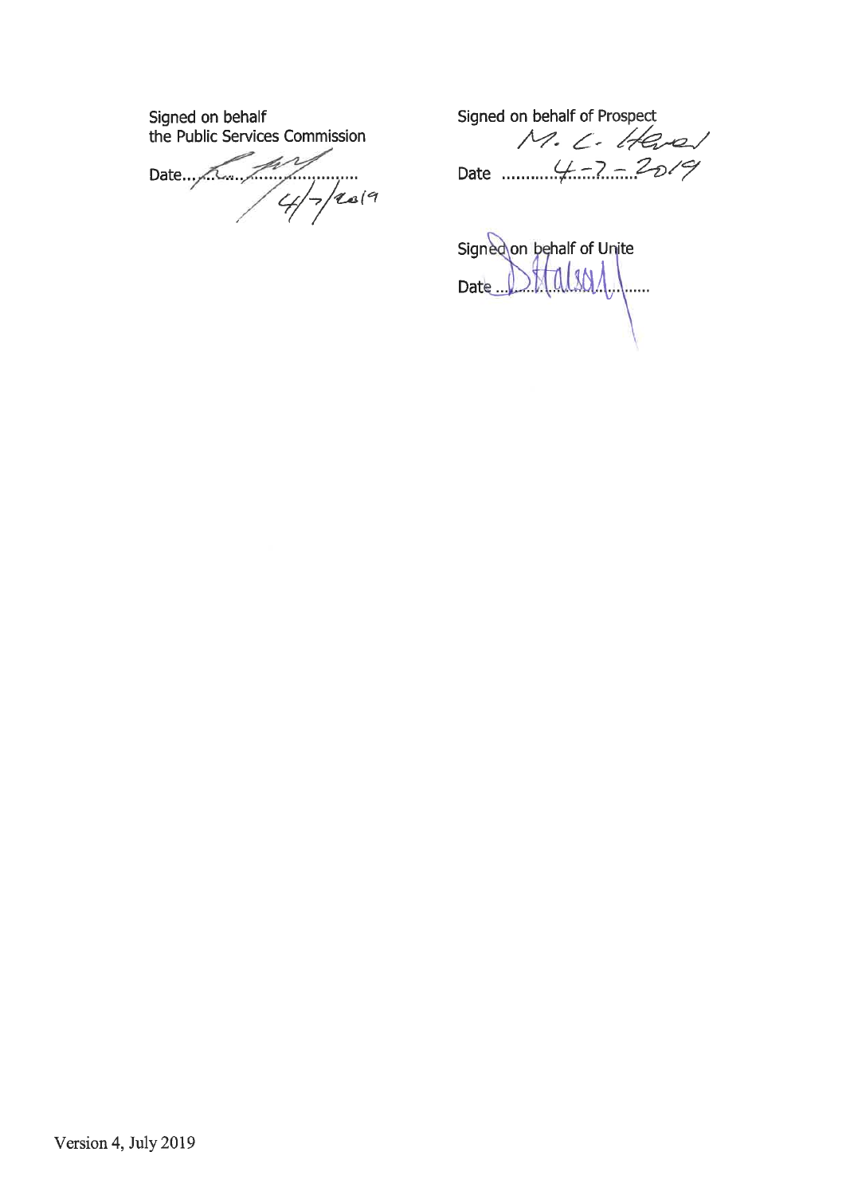Signed on behalf
the Public Services Commission

Date............................
4/7/2019

Signed on behalf of Prospect
M. C. Heval

Date ........4-7-2019

Signed on behalf of Unite

Date ............................

Version 4, July 2019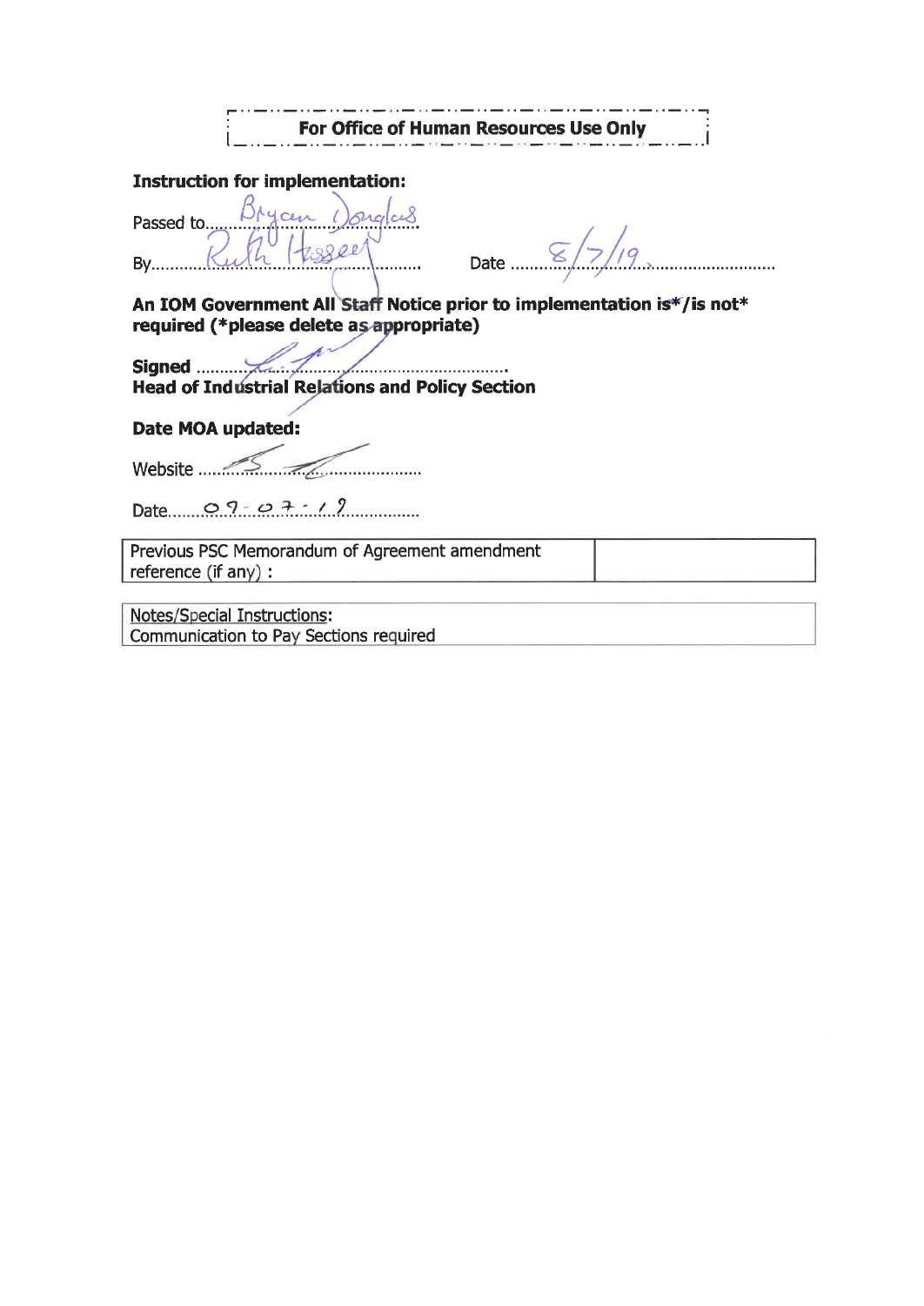**For Office of Human Resources Use Only**

**Instruction for implementation:**

Passed to: Bryan Douglas

By: Ruth Hessey    Date: 8/7/19

**An IOM Government All Staff Notice prior to implementation is*/is not* required (*please delete as appropriate)**

**Signed** ............................................

**Head of Industrial Relations and Policy Section**

**Date MOA updated:**

Website ............................................

Date: 09-07-19

| | |
|---|---|
| Previous PSC Memorandum of Agreement amendment reference (if any) : | |

Notes/Special Instructions:
Communication to Pay Sections required